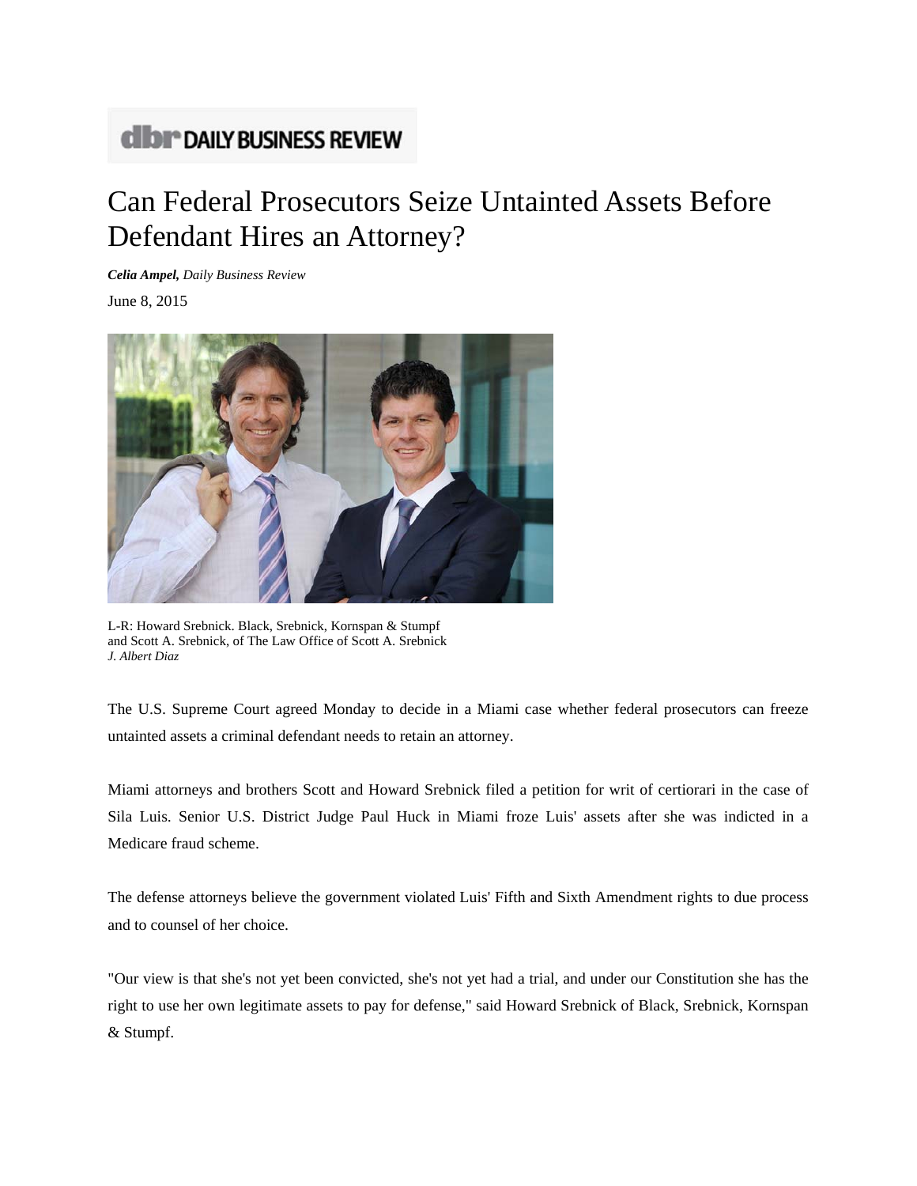dbr DAILY BUSINESS REVIEW

# Can Federal Prosecutors Seize Untainted Assets Before Defendant Hires an Attorney?

***Celia Ampel,*** *Daily Business Review*

June 8, 2015

L-R: Howard Srebnick. Black, Srebnick, Kornspan & Stumpf and Scott A. Srebnick, of The Law Office of Scott A. Srebnick
*J. Albert Diaz*

The U.S. Supreme Court agreed Monday to decide in a Miami case whether federal prosecutors can freeze untainted assets a criminal defendant needs to retain an attorney.

Miami attorneys and brothers Scott and Howard Srebnick filed a petition for writ of certiorari in the case of Sila Luis. Senior U.S. District Judge Paul Huck in Miami froze Luis' assets after she was indicted in a Medicare fraud scheme.

The defense attorneys believe the government violated Luis' Fifth and Sixth Amendment rights to due process and to counsel of her choice.

"Our view is that she's not yet been convicted, she's not yet had a trial, and under our Constitution she has the right to use her own legitimate assets to pay for defense," said Howard Srebnick of Black, Srebnick, Kornspan & Stumpf.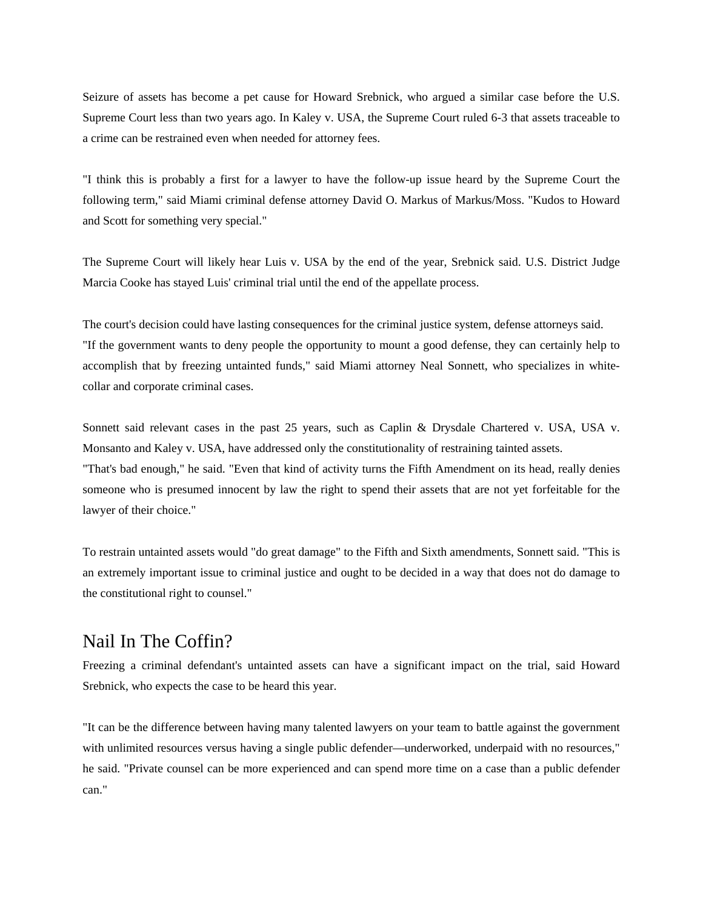Seizure of assets has become a pet cause for Howard Srebnick, who argued a similar case before the U.S. Supreme Court less than two years ago. In Kaley v. USA, the Supreme Court ruled 6-3 that assets traceable to a crime can be restrained even when needed for attorney fees.

"I think this is probably a first for a lawyer to have the follow-up issue heard by the Supreme Court the following term," said Miami criminal defense attorney David O. Markus of Markus/Moss. "Kudos to Howard and Scott for something very special."

The Supreme Court will likely hear Luis v. USA by the end of the year, Srebnick said. U.S. District Judge Marcia Cooke has stayed Luis' criminal trial until the end of the appellate process.

The court's decision could have lasting consequences for the criminal justice system, defense attorneys said.
"If the government wants to deny people the opportunity to mount a good defense, they can certainly help to accomplish that by freezing untainted funds," said Miami attorney Neal Sonnett, who specializes in white-collar and corporate criminal cases.

Sonnett said relevant cases in the past 25 years, such as Caplin & Drysdale Chartered v. USA, USA v. Monsanto and Kaley v. USA, have addressed only the constitutionality of restraining tainted assets.
"That's bad enough," he said. "Even that kind of activity turns the Fifth Amendment on its head, really denies someone who is presumed innocent by law the right to spend their assets that are not yet forfeitable for the lawyer of their choice."

To restrain untainted assets would "do great damage" to the Fifth and Sixth amendments, Sonnett said. "This is an extremely important issue to criminal justice and ought to be decided in a way that does not do damage to the constitutional right to counsel."

## Nail In The Coffin?

Freezing a criminal defendant's untainted assets can have a significant impact on the trial, said Howard Srebnick, who expects the case to be heard this year.

"It can be the difference between having many talented lawyers on your team to battle against the government with unlimited resources versus having a single public defender—underworked, underpaid with no resources," he said. "Private counsel can be more experienced and can spend more time on a case than a public defender can."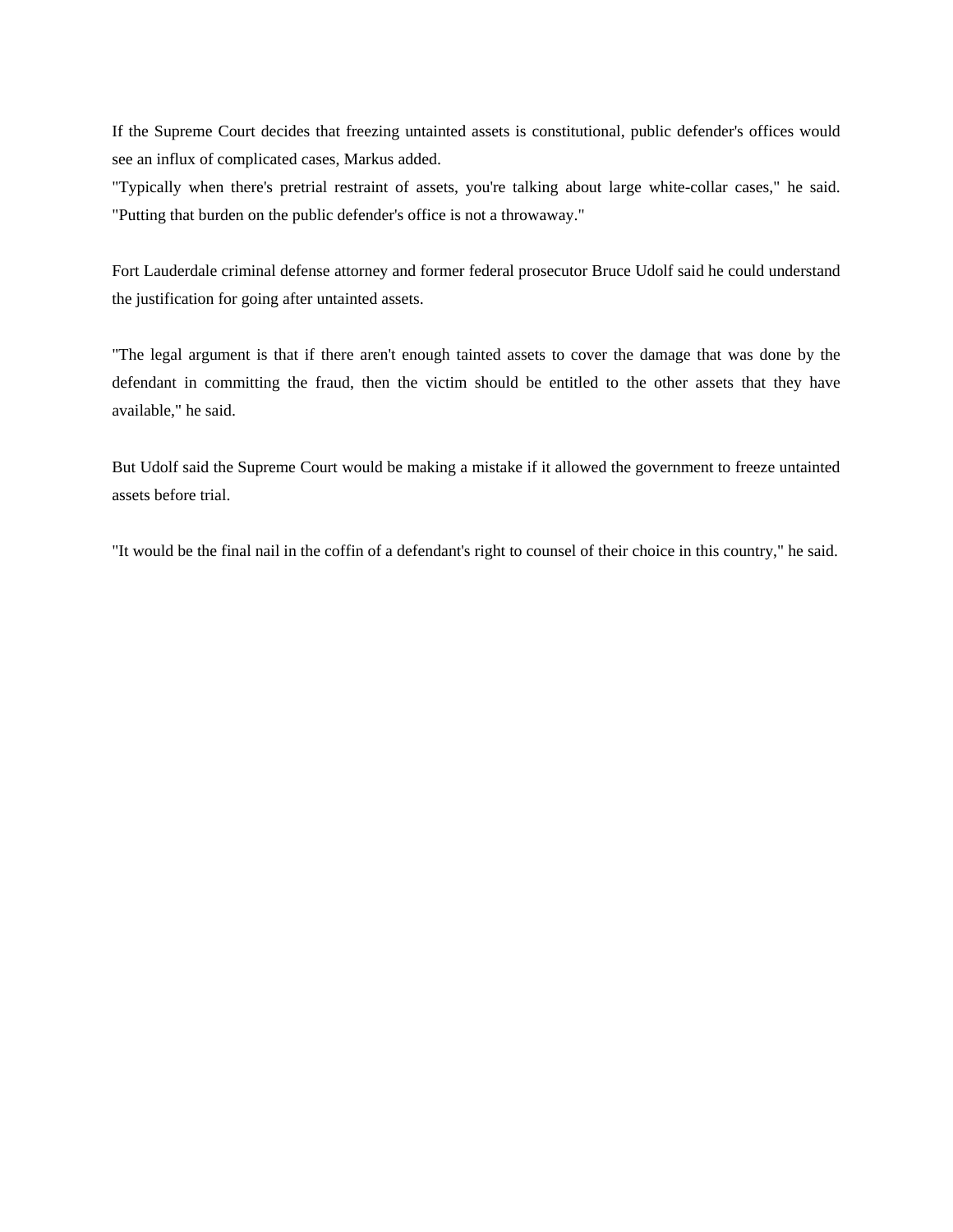If the Supreme Court decides that freezing untainted assets is constitutional, public defender's offices would see an influx of complicated cases, Markus added.

"Typically when there's pretrial restraint of assets, you're talking about large white-collar cases," he said. "Putting that burden on the public defender's office is not a throwaway."

Fort Lauderdale criminal defense attorney and former federal prosecutor Bruce Udolf said he could understand the justification for going after untainted assets.

"The legal argument is that if there aren't enough tainted assets to cover the damage that was done by the defendant in committing the fraud, then the victim should be entitled to the other assets that they have available," he said.

But Udolf said the Supreme Court would be making a mistake if it allowed the government to freeze untainted assets before trial.

"It would be the final nail in the coffin of a defendant's right to counsel of their choice in this country," he said.